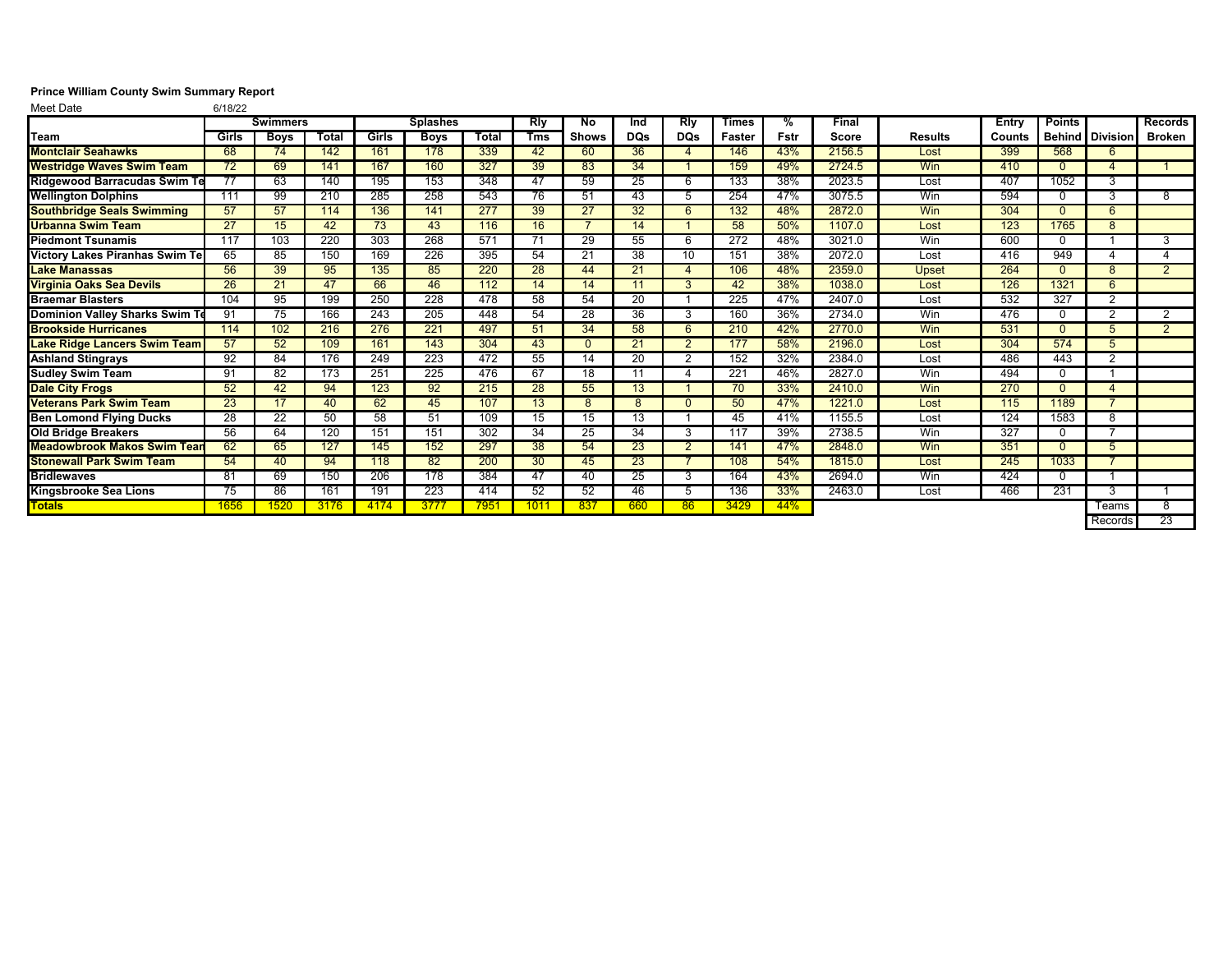**Prince William County Swim Summary Report**

Meet Date 6/18/22

| | Swimmers | | | Splashes | | | Rly | No | Ind | Rly | Times | % | Final | | Entry | Points | | Records |
|---|---|---|---|---|---|---|---|---|---|---|---|---|---|---|---|---|---|---|
| Team | Girls | Boys | Total | Girls | Boys | Total | Tms | Shows | DQs | DQs | Faster | Fstr | Score | Results | Counts | Behind | Division | Broken |
| Montclair Seahawks | 68 | 74 | 142 | 161 | 178 | 339 | 42 | 60 | 36 | 4 | 146 | 43% | 2156.5 | Lost | 399 | 568 | 6 | |
| Westridge Waves Swim Team | 72 | 69 | 141 | 167 | 160 | 327 | 39 | 83 | 34 | 1 | 159 | 49% | 2724.5 | Win | 410 | 0 | 4 | 1 |
| Ridgewood Barracudas Swim Te | 77 | 63 | 140 | 195 | 153 | 348 | 47 | 59 | 25 | 6 | 133 | 38% | 2023.5 | Lost | 407 | 1052 | 3 | |
| Wellington Dolphins | 111 | 99 | 210 | 285 | 258 | 543 | 76 | 51 | 43 | 5 | 254 | 47% | 3075.5 | Win | 594 | 0 | 3 | 8 |
| Southbridge Seals Swimming | 57 | 57 | 114 | 136 | 141 | 277 | 39 | 27 | 32 | 6 | 132 | 48% | 2872.0 | Win | 304 | 0 | 6 | |
| Urbanna Swim Team | 27 | 15 | 42 | 73 | 43 | 116 | 16 | 7 | 14 | 1 | 58 | 50% | 1107.0 | Lost | 123 | 1765 | 8 | |
| Piedmont Tsunamis | 117 | 103 | 220 | 303 | 268 | 571 | 71 | 29 | 55 | 6 | 272 | 48% | 3021.0 | Win | 600 | 0 | 1 | 3 |
| Victory Lakes Piranhas Swim Te | 65 | 85 | 150 | 169 | 226 | 395 | 54 | 21 | 38 | 10 | 151 | 38% | 2072.0 | Lost | 416 | 949 | 4 | 4 |
| Lake Manassas | 56 | 39 | 95 | 135 | 85 | 220 | 28 | 44 | 21 | 4 | 106 | 48% | 2359.0 | Upset | 264 | 0 | 8 | 2 |
| Virginia Oaks Sea Devils | 26 | 21 | 47 | 66 | 46 | 112 | 14 | 14 | 11 | 3 | 42 | 38% | 1038.0 | Lost | 126 | 1321 | 6 | |
| Braemar Blasters | 104 | 95 | 199 | 250 | 228 | 478 | 58 | 54 | 20 | 1 | 225 | 47% | 2407.0 | Lost | 532 | 327 | 2 | |
| Dominion Valley Sharks Swim Te | 91 | 75 | 166 | 243 | 205 | 448 | 54 | 28 | 36 | 3 | 160 | 36% | 2734.0 | Win | 476 | 0 | 2 | 2 |
| Brookside Hurricanes | 114 | 102 | 216 | 276 | 221 | 497 | 51 | 34 | 58 | 6 | 210 | 42% | 2770.0 | Win | 531 | 0 | 5 | 2 |
| Lake Ridge Lancers Swim Team | 57 | 52 | 109 | 161 | 143 | 304 | 43 | 0 | 21 | 2 | 177 | 58% | 2196.0 | Lost | 304 | 574 | 5 | |
| Ashland Stingrays | 92 | 84 | 176 | 249 | 223 | 472 | 55 | 14 | 20 | 2 | 152 | 32% | 2384.0 | Lost | 486 | 443 | 2 | |
| Sudley Swim Team | 91 | 82 | 173 | 251 | 225 | 476 | 67 | 18 | 11 | 4 | 221 | 46% | 2827.0 | Win | 494 | 0 | 1 | |
| Dale City Frogs | 52 | 42 | 94 | 123 | 92 | 215 | 28 | 55 | 13 | 1 | 70 | 33% | 2410.0 | Win | 270 | 0 | 4 | |
| Veterans Park Swim Team | 23 | 17 | 40 | 62 | 45 | 107 | 13 | 8 | 8 | 0 | 50 | 47% | 1221.0 | Lost | 115 | 1189 | 7 | |
| Ben Lomond Flying Ducks | 28 | 22 | 50 | 58 | 51 | 109 | 15 | 15 | 13 | 1 | 45 | 41% | 1155.5 | Lost | 124 | 1583 | 8 | |
| Old Bridge Breakers | 56 | 64 | 120 | 151 | 151 | 302 | 34 | 25 | 34 | 3 | 117 | 39% | 2738.5 | Win | 327 | 0 | 7 | |
| Meadowbrook Makos Swim Tean | 62 | 65 | 127 | 145 | 152 | 297 | 38 | 54 | 23 | 2 | 141 | 47% | 2848.0 | Win | 351 | 0 | 5 | |
| Stonewall Park Swim Team | 54 | 40 | 94 | 118 | 82 | 200 | 30 | 45 | 23 | 7 | 108 | 54% | 1815.0 | Lost | 245 | 1033 | 7 | |
| Bridlewaves | 81 | 69 | 150 | 206 | 178 | 384 | 47 | 40 | 25 | 3 | 164 | 43% | 2694.0 | Win | 424 | 0 | 1 | |
| Kingsbrooke Sea Lions | 75 | 86 | 161 | 191 | 223 | 414 | 52 | 52 | 46 | 5 | 136 | 33% | 2463.0 | Lost | 466 | 231 | 3 | 1 |
| Totals | 1656 | 1520 | 3176 | 4174 | 3777 | 7951 | 1011 | 837 | 660 | 86 | 3429 | 44% | | | | | Teams | 8 |
| | | | | | | | | | | | | | | | | | Records | 23 |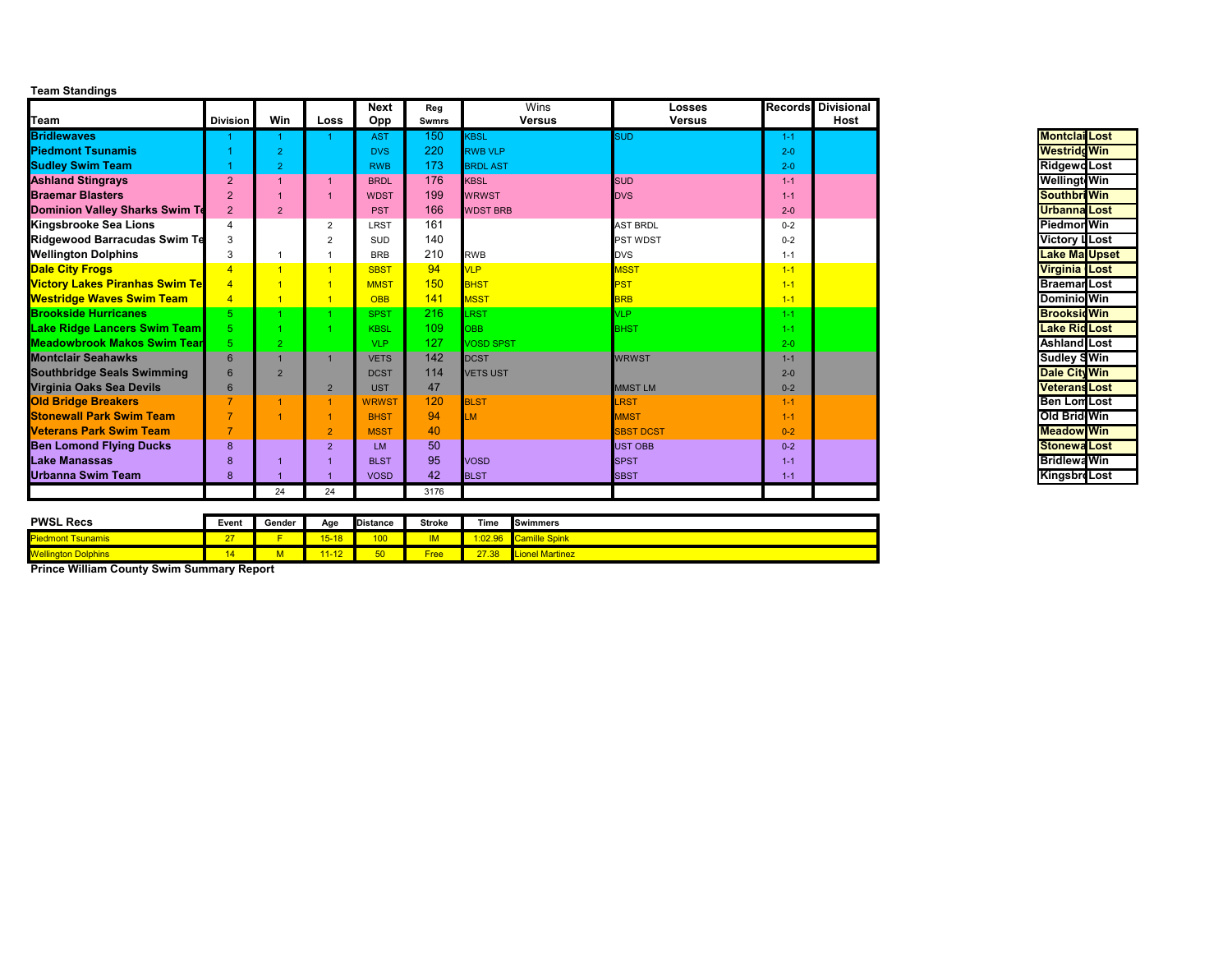## Team Standings

| Team | Division | Win | Loss | Next Opp | Reg Swmrs | Wins Versus | Losses Versus | Records | Divisional Host |
|---|---|---|---|---|---|---|---|---|---|
| **Bridlewaves** | 1 | 1 | 1 | AST | 150 | KBSL | SUD | 1-1 | |
| **Piedmont Tsunamis** | 1 | 2 | | DVS | 220 | RWB VLP | | 2-0 | |
| **Sudley Swim Team** | 1 | 2 | | RWB | 173 | BRDL AST | | 2-0 | |
| **Ashland Stingrays** | 2 | 1 | 1 | BRDL | 176 | KBSL | SUD | 1-1 | |
| **Braemar Blasters** | 2 | 1 | 1 | WDST | 199 | WRWST | DVS | 1-1 | |
| **Dominion Valley Sharks Swim Te** | 2 | 2 | | PST | 166 | WDST BRB | | 2-0 | |
| **Kingsbrooke Sea Lions** | 4 | | 2 | LRST | 161 | | AST BRDL | 0-2 | |
| **Ridgewood Barracudas Swim Te** | 3 | | 2 | SUD | 140 | | PST WDST | 0-2 | |
| **Wellington Dolphins** | 3 | 1 | 1 | BRB | 210 | RWB | DVS | 1-1 | |
| **Dale City Frogs** | 4 | 1 | 1 | SBST | 94 | VLP | MSST | 1-1 | |
| **Victory Lakes Piranhas Swim Te** | 4 | 1 | 1 | MMST | 150 | BHST | PST | 1-1 | |
| **Westridge Waves Swim Team** | 4 | 1 | 1 | OBB | 141 | MSST | BRB | 1-1 | |
| **Brookside Hurricanes** | 5 | 1 | 1 | SPST | 216 | LRST | VLP | 1-1 | |
| **Lake Ridge Lancers Swim Team** | 5 | 1 | 1 | KBSL | 109 | OBB | BHST | 1-1 | |
| **Meadowbrook Makos Swim Tear** | 5 | 2 | | VLP | 127 | VOSD SPST | | 2-0 | |
| **Montclair Seahawks** | 6 | 1 | 1 | VETS | 142 | DCST | WRWST | 1-1 | |
| **Southbridge Seals Swimming** | 6 | 2 | | DCST | 114 | VETS UST | | 2-0 | |
| **Virginia Oaks Sea Devils** | 6 | | 2 | UST | 47 | | MMST LM | 0-2 | |
| **Old Bridge Breakers** | 7 | 1 | 1 | WRWST | 120 | BLST | LRST | 1-1 | |
| **Stonewall Park Swim Team** | 7 | 1 | 1 | BHST | 94 | LM | MMST | 1-1 | |
| **Veterans Park Swim Team** | 7 | | 2 | MSST | 40 | | SBST DCST | 0-2 | |
| **Ben Lomond Flying Ducks** | 8 | | 2 | LM | 50 | | UST OBB | 0-2 | |
| **Lake Manassas** | 8 | 1 | 1 | BLST | 95 | VOSD | SPST | 1-1 | |
| **Urbanna Swim Team** | 8 | 1 | 1 | VOSD | 42 | BLST | SBST | 1-1 | |
| | | 24 | 24 | | 3176 | | | | |

| | |
|---|---|
| **Montclai** | **Lost** |
| **Westridg** | **Win** |
| **Ridgewo** | **Lost** |
| **Wellingt** | **Win** |
| **Southbri** | **Win** |
| **Urbanna** | **Lost** |
| **Piedmon** | **Win** |
| **Victory L** | **Lost** |
| **Lake Ma** | **Upset** |
| **Virginia** | **Lost** |
| **Braemar** | **Lost** |
| **Dominio** | **Win** |
| **Brooksid** | **Win** |
| **Lake Rid** | **Lost** |
| **Ashland** | **Lost** |
| **Sudley S** | **Win** |
| **Dale City** | **Win** |
| **Veterans** | **Lost** |
| **Ben Lom** | **Lost** |
| **Old Brid** | **Win** |
| **Meadow** | **Win** |
| **Stonewa** | **Lost** |
| **Bridlewa** | **Win** |
| **Kingsbro** | **Lost** |

| PWSL Recs | Event | Gender | Age | Distance | Stroke | Time | Swimmers |
|---|---|---|---|---|---|---|---|
| Piedmont Tsunamis | 27 | F | 15-18 | 100 | IM | 1:02.96 | Camille Spink |
| Wellington Dolphins | 14 | M | 11-12 | 50 | Free | 27.38 | Lionel Martinez |

**Prince William County Swim Summary Report**